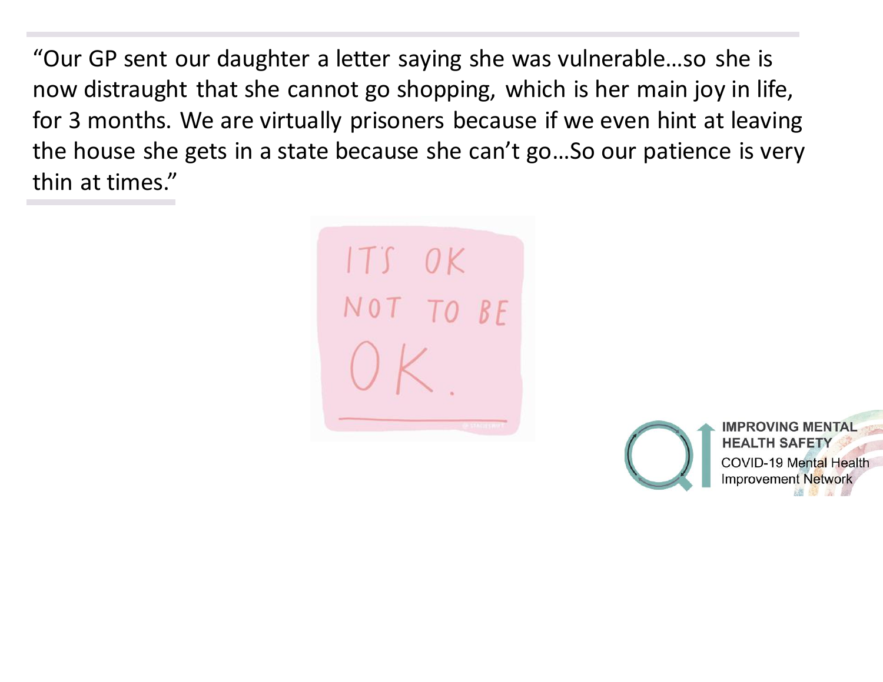"Our GP sent our daughter a letter saying she was vulnerable…so she is now distraught that she cannot go shopping, which is her main joy in life, for 3 months. We are virtually prisoners because if we even hint at leaving the house she gets in a state because she can't go…So our patience is very thin at times."

IT'S OK NOT TO BE OK.

IMPROVING MENTAL HEALTH SAFETY
COVID-19 Mental Health Improvement Network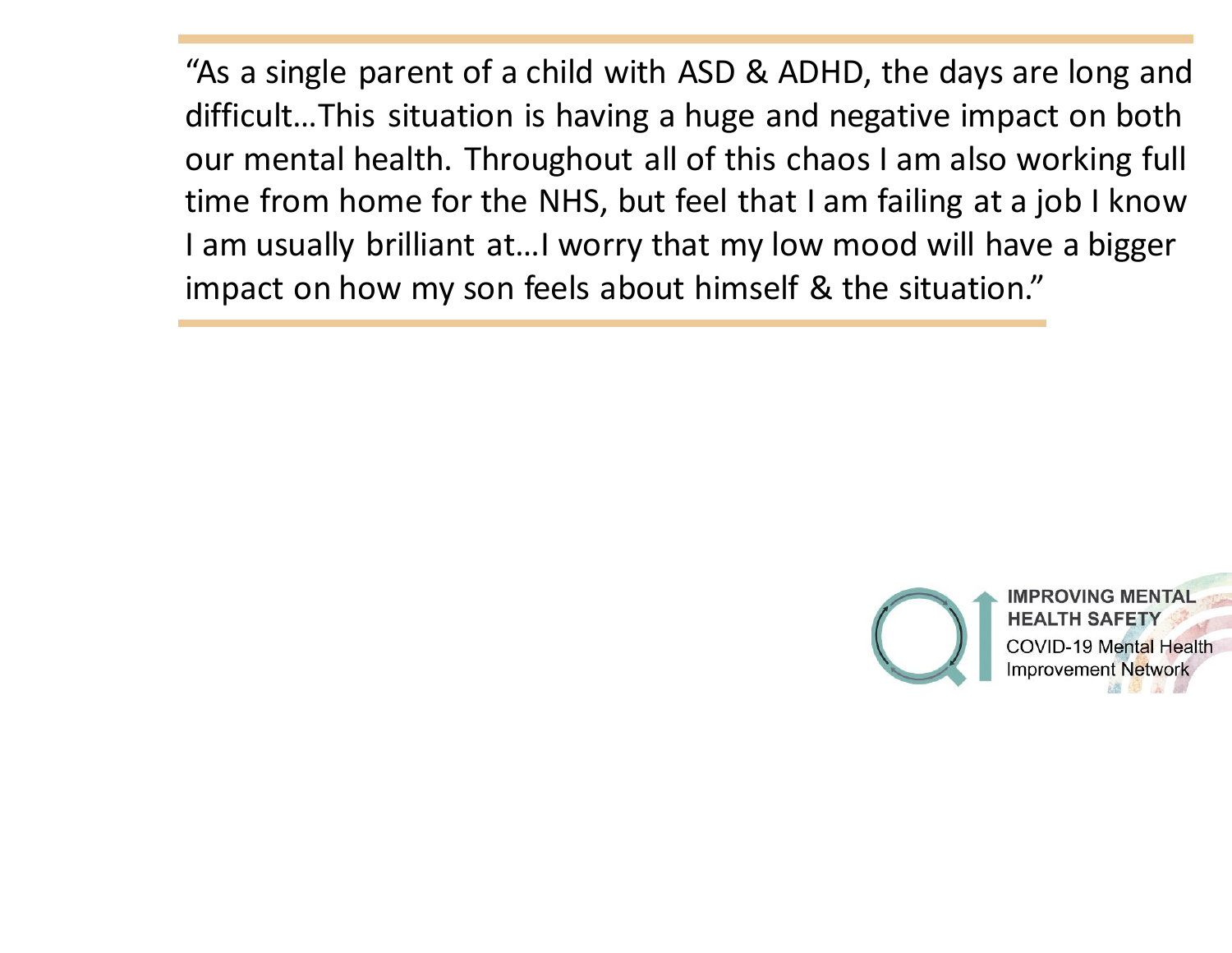"As a single parent of a child with ASD & ADHD, the days are long and difficult…This situation is having a huge and negative impact on both our mental health. Throughout all of this chaos I am also working full time from home for the NHS, but feel that I am failing at a job I know I am usually brilliant at…I worry that my low mood will have a bigger impact on how my son feels about himself & the situation."

IMPROVING MENTAL HEALTH SAFETY
COVID-19 Mental Health Improvement Network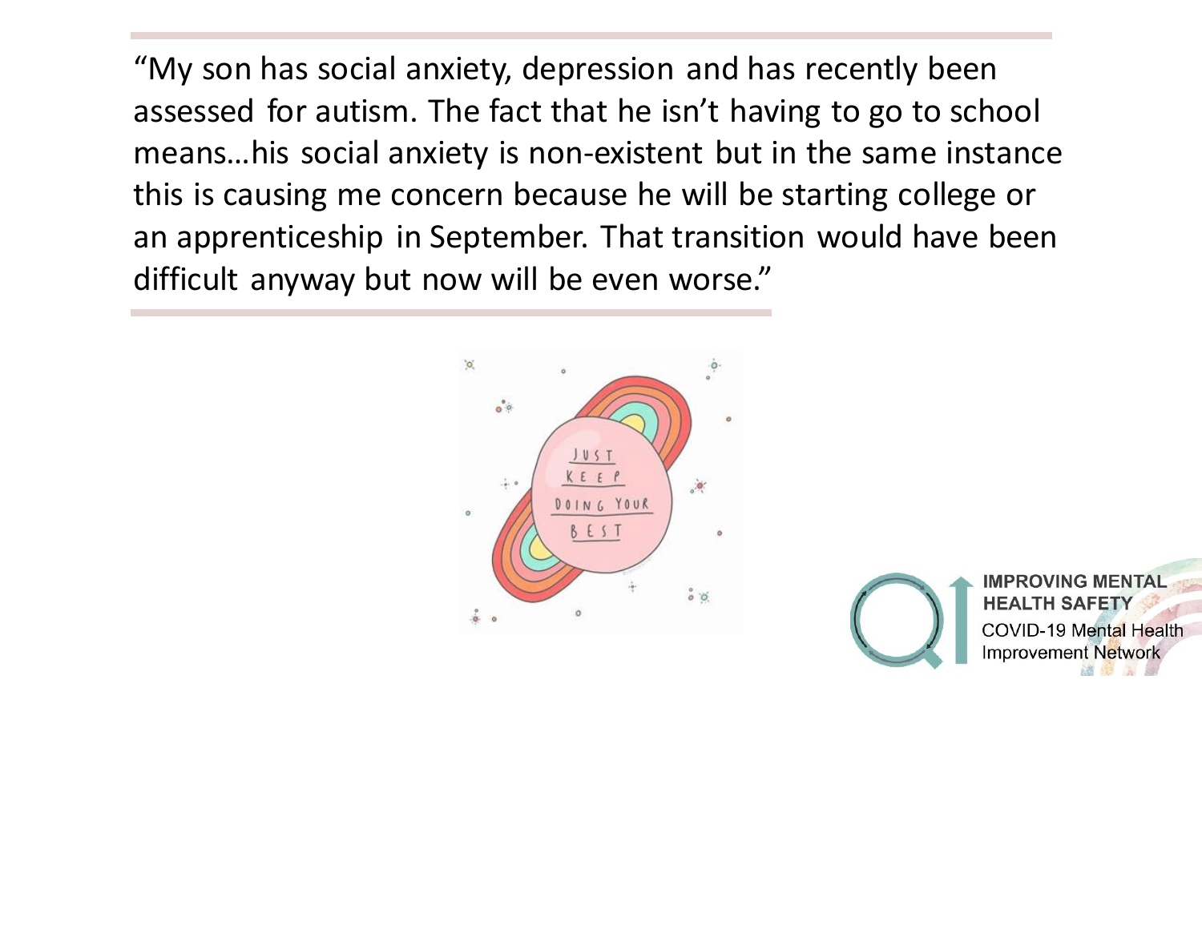"My son has social anxiety, depression and has recently been assessed for autism. The fact that he isn't having to go to school means…his social anxiety is non-existent but in the same instance this is causing me concern because he will be starting college or an apprenticeship in September. That transition would have been difficult anyway but now will be even worse."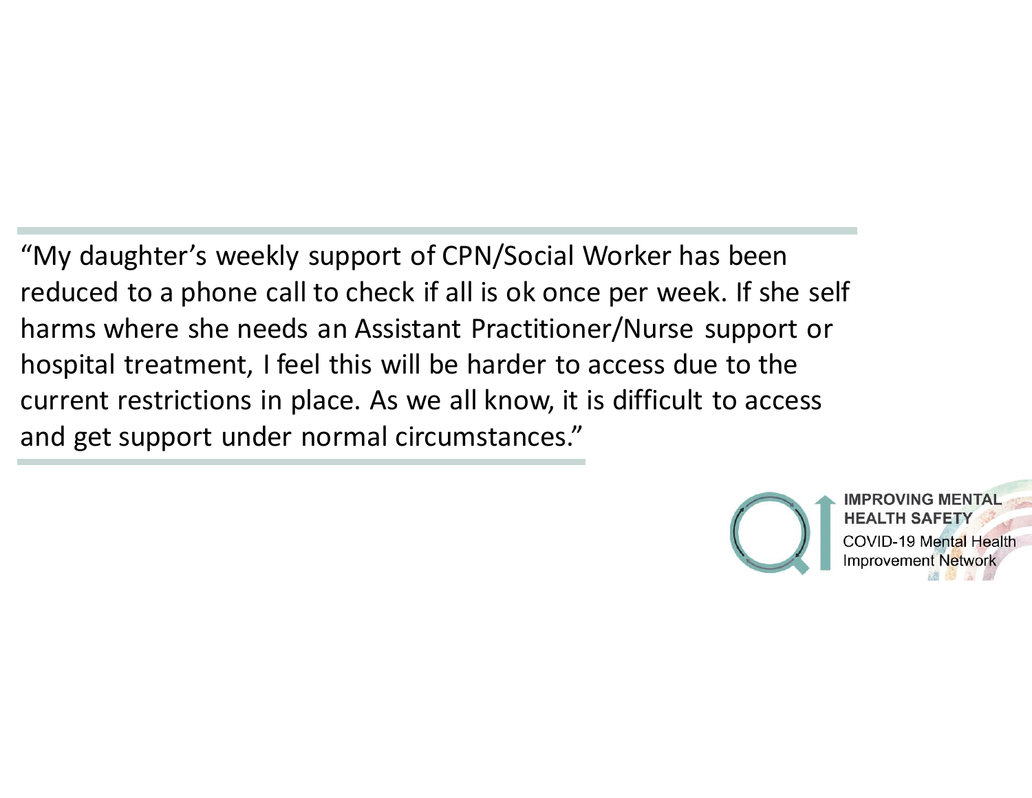"My daughter's weekly support of CPN/Social Worker has been reduced to a phone call to check if all is ok once per week. If she self harms where she needs an Assistant Practitioner/Nurse support or hospital treatment, I feel this will be harder to access due to the current restrictions in place. As we all know, it is difficult to access and get support under normal circumstances."

**IMPROVING MENTAL HEALTH SAFETY**
COVID-19 Mental Health Improvement Network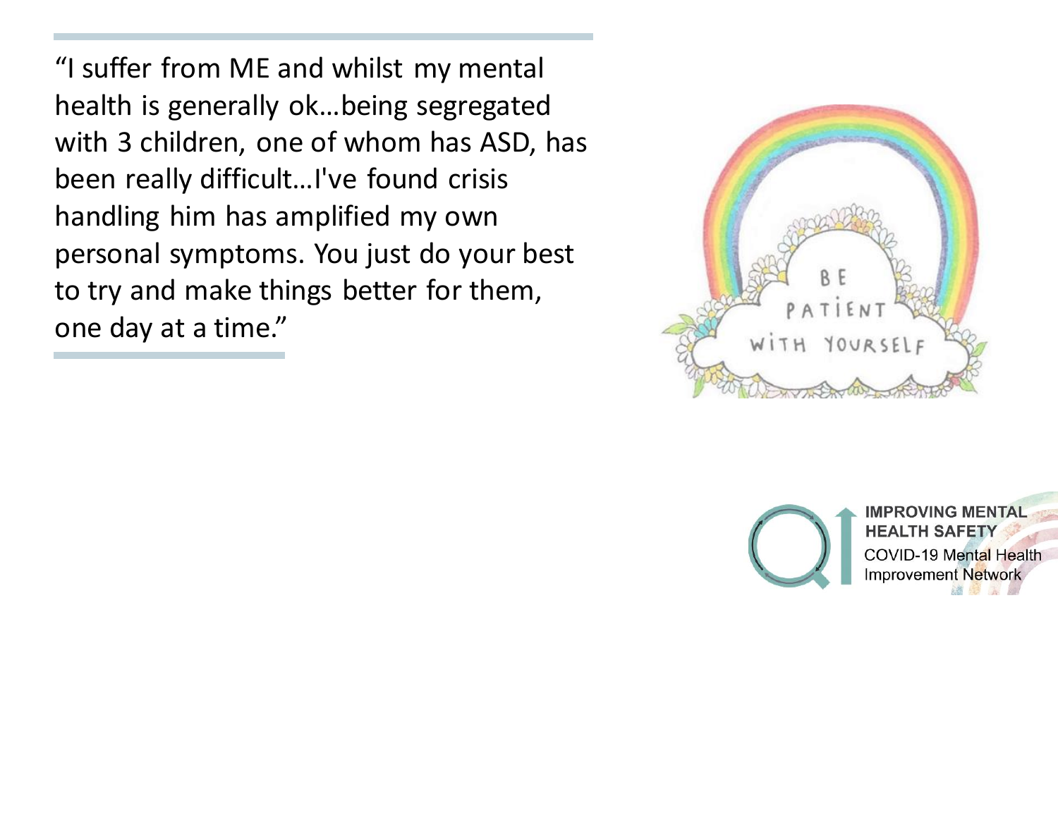"I suffer from ME and whilst my mental health is generally ok…being segregated with 3 children, one of whom has ASD, has been really difficult…I've found crisis handling him has amplified my own personal symptoms. You just do your best to try and make things better for them, one day at a time."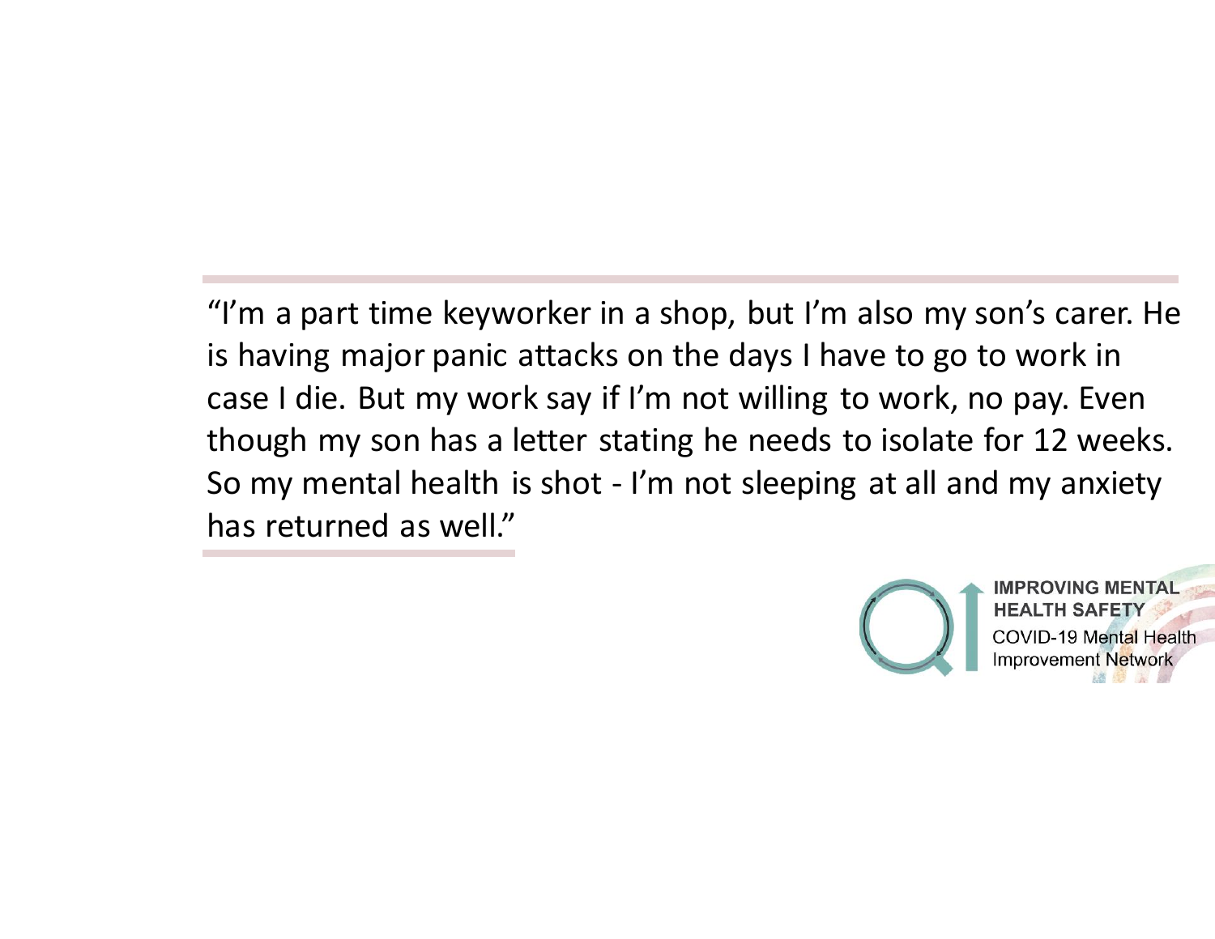"I'm a part time keyworker in a shop, but I'm also my son's carer. He is having major panic attacks on the days I have to go to work in case I die. But my work say if I'm not willing to work, no pay. Even though my son has a letter stating he needs to isolate for 12 weeks. So my mental health is shot - I'm not sleeping at all and my anxiety has returned as well."

IMPROVING MENTAL HEALTH SAFETY
COVID-19 Mental Health Improvement Network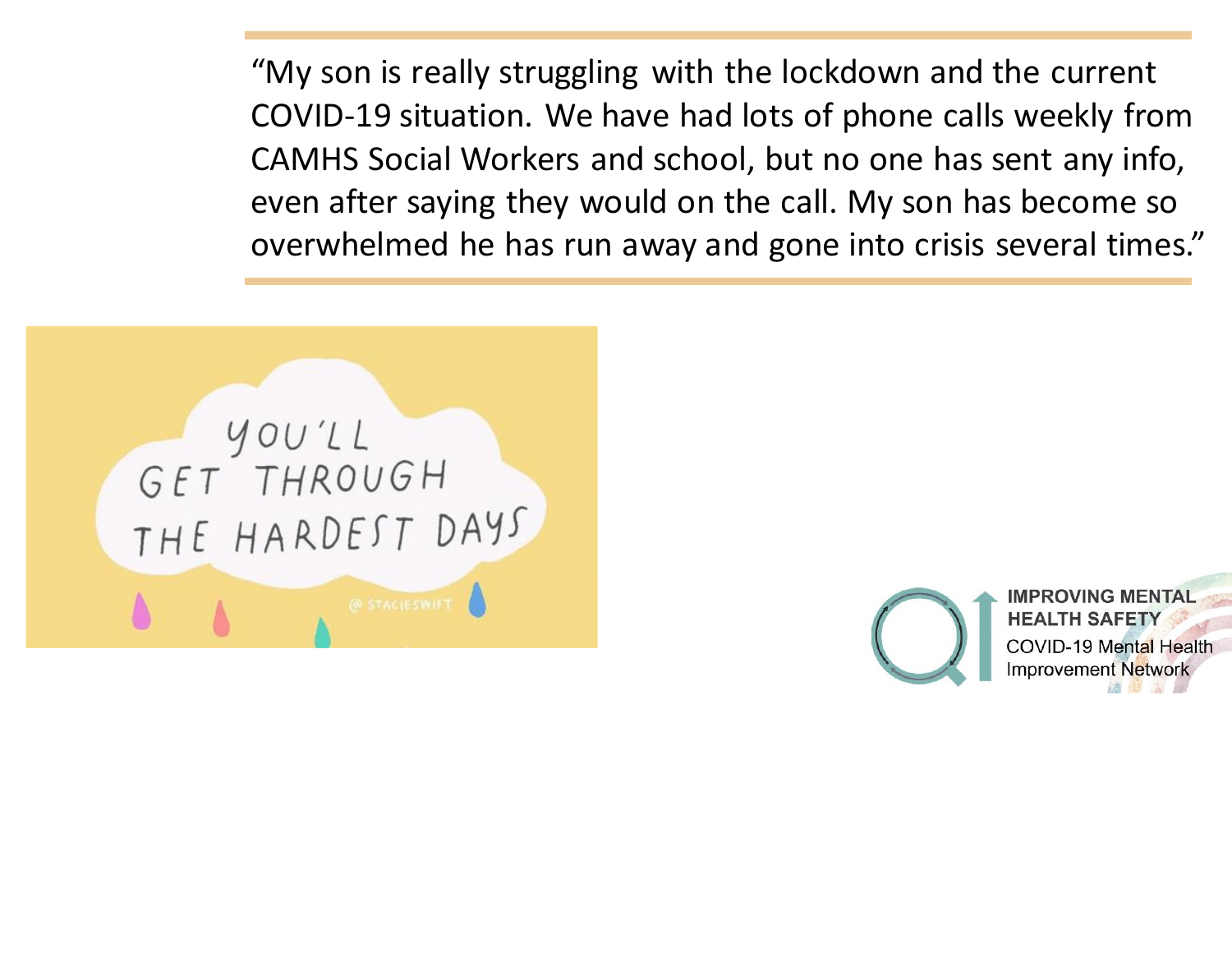"My son is really struggling with the lockdown and the current COVID-19 situation. We have had lots of phone calls weekly from CAMHS Social Workers and school, but no one has sent any info, even after saying they would on the call. My son has become so overwhelmed he has run away and gone into crisis several times."

YOU'LL GET THROUGH THE HARDEST DAYS

@ STACIESWIFT

IMPROVING MENTAL HEALTH SAFETY

COVID-19 Mental Health Improvement Network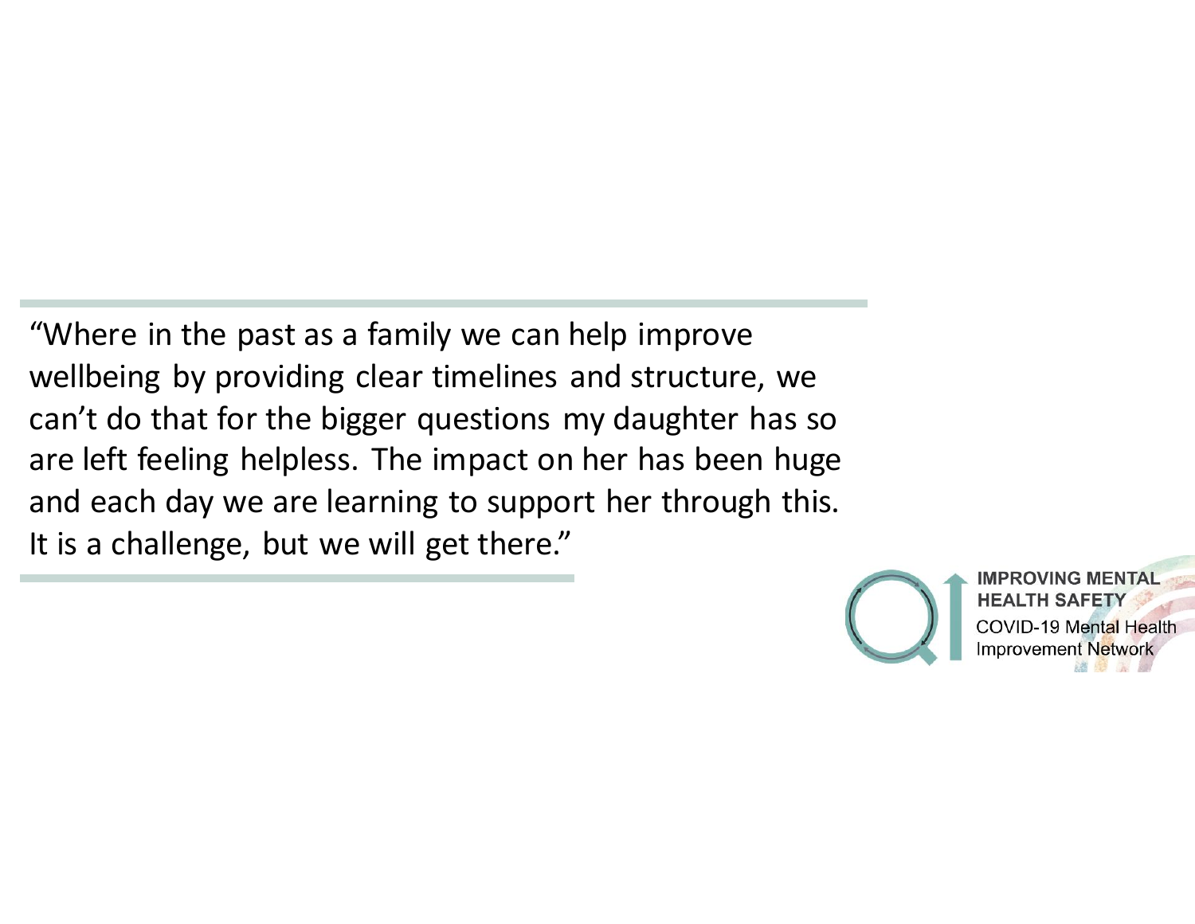"Where in the past as a family we can help improve wellbeing by providing clear timelines and structure, we can't do that for the bigger questions my daughter has so are left feeling helpless. The impact on her has been huge and each day we are learning to support her through this. It is a challenge, but we will get there."

IMPROVING MENTAL HEALTH SAFETY
COVID-19 Mental Health Improvement Network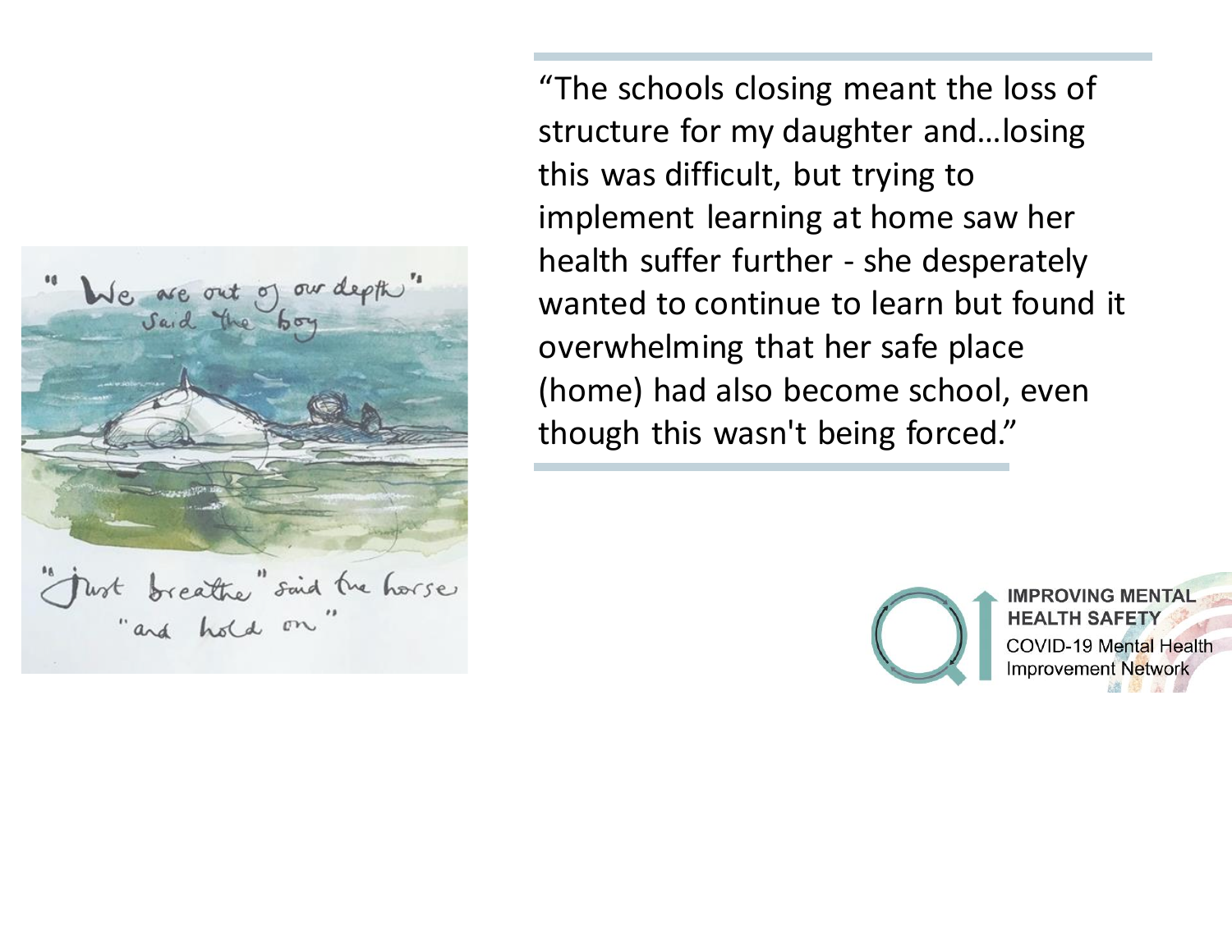"We are out of our depth" said the boy

"Just breathe" said the horse "and hold on"

"The schools closing meant the loss of structure for my daughter and…losing this was difficult, but trying to implement learning at home saw her health suffer further - she desperately wanted to continue to learn but found it overwhelming that her safe place (home) had also become school, even though this wasn't being forced."

IMPROVING MENTAL HEALTH SAFETY
COVID-19 Mental Health Improvement Network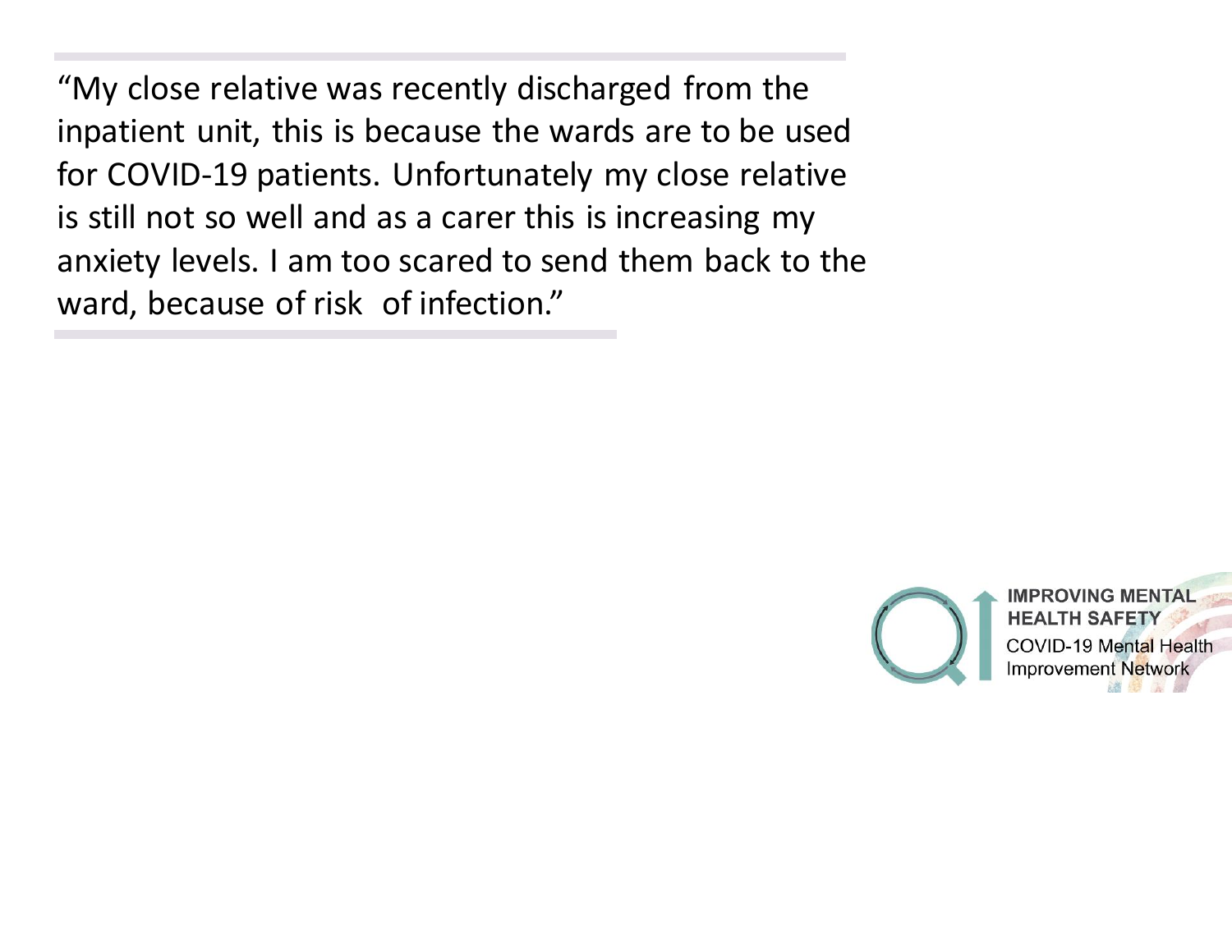"My close relative was recently discharged from the inpatient unit, this is because the wards are to be used for COVID-19 patients. Unfortunately my close relative is still not so well and as a carer this is increasing my anxiety levels. I am too scared to send them back to the ward, because of risk of infection."

IMPROVING MENTAL HEALTH SAFETY
COVID-19 Mental Health Improvement Network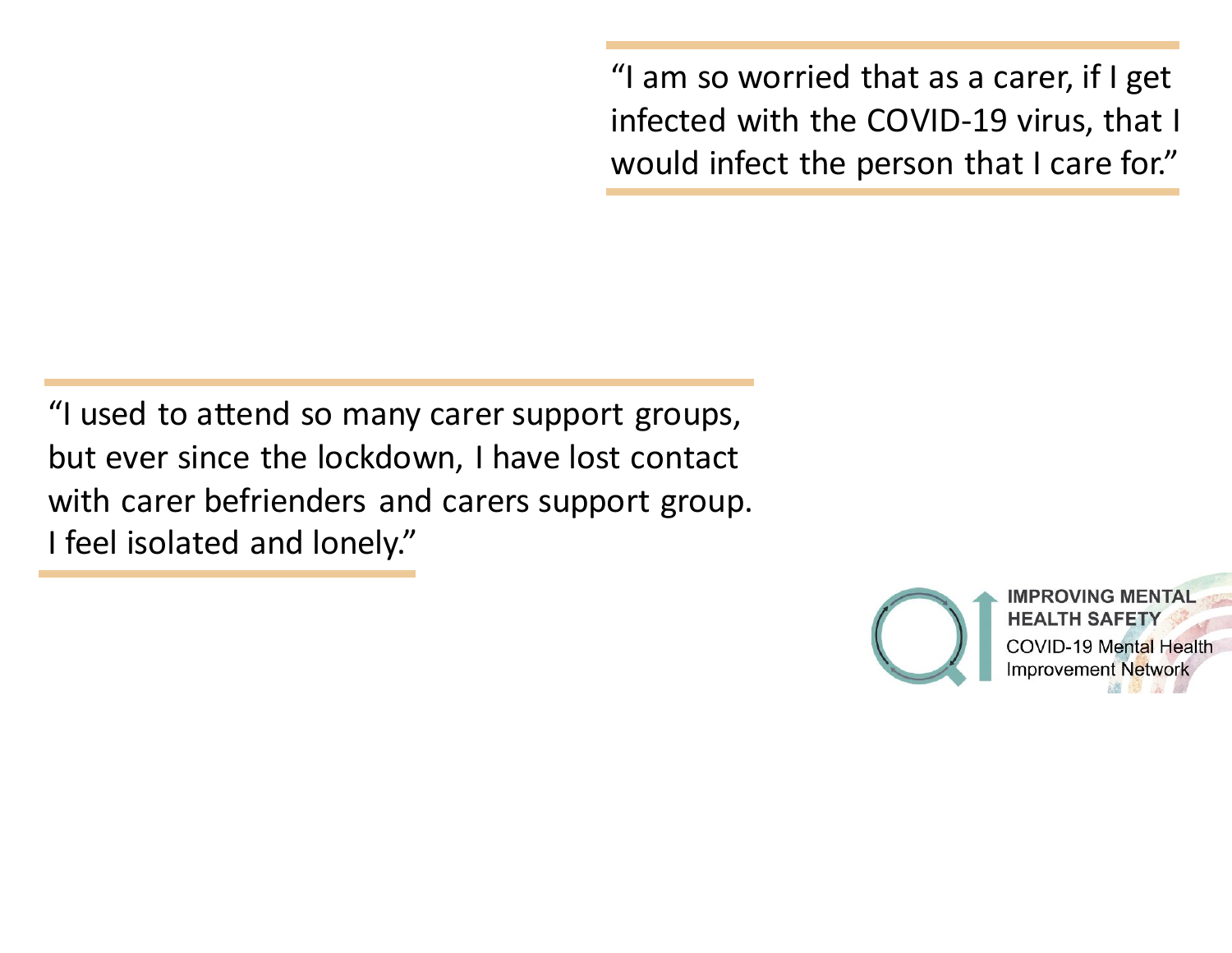"I am so worried that as a carer, if I get infected with the COVID-19 virus, that I would infect the person that I care for."

"I used to attend so many carer support groups, but ever since the lockdown, I have lost contact with carer befrienders and carers support group. I feel isolated and lonely."

IMPROVING MENTAL HEALTH SAFETY
COVID-19 Mental Health Improvement Network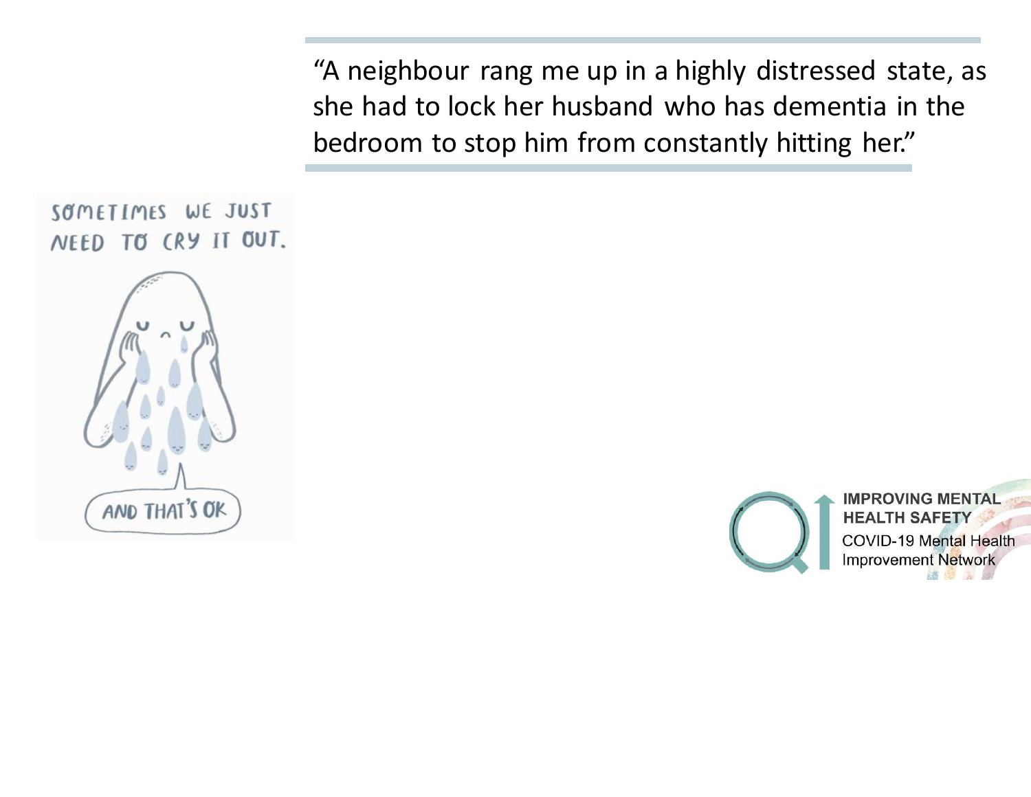"A neighbour rang me up in a highly distressed state, as she had to lock her husband who has dementia in the bedroom to stop him from constantly hitting her."

SOMETIMES WE JUST NEED TO CRY IT OUT.

AND THAT'S OK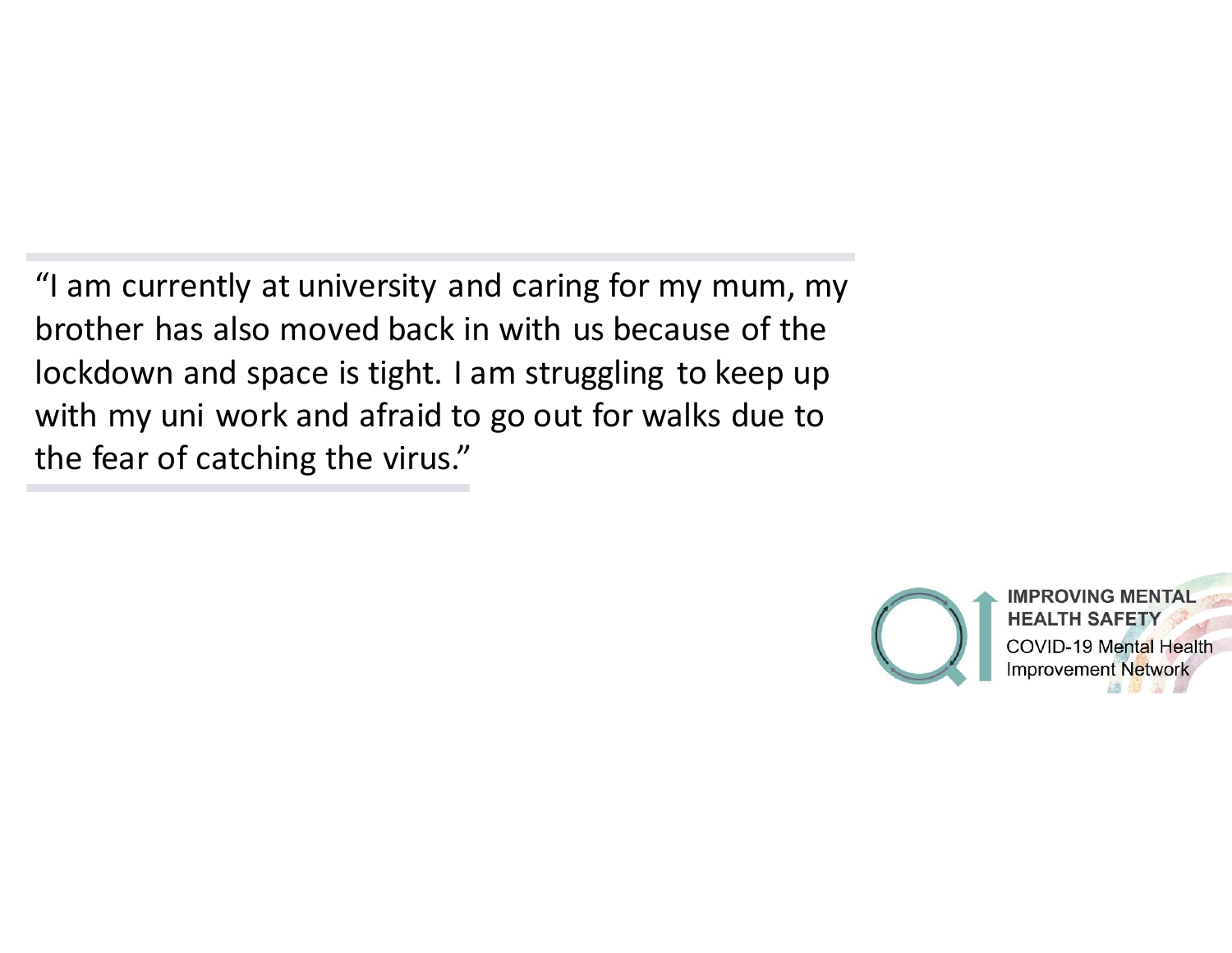"I am currently at university and caring for my mum, my brother has also moved back in with us because of the lockdown and space is tight. I am struggling to keep up with my uni work and afraid to go out for walks due to the fear of catching the virus."

**IMPROVING MENTAL HEALTH SAFETY**
COVID-19 Mental Health Improvement Network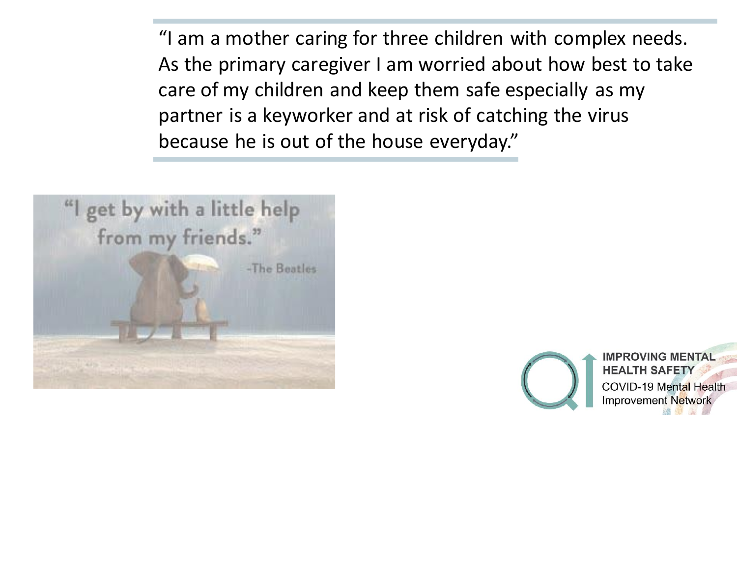"I am a mother caring for three children with complex needs. As the primary caregiver I am worried about how best to take care of my children and keep them safe especially as my partner is a keyworker and at risk of catching the virus because he is out of the house everyday."

"I get by with a little help from my friends."

-The Beatles

IMPROVING MENTAL HEALTH SAFETY

COVID-19 Mental Health Improvement Network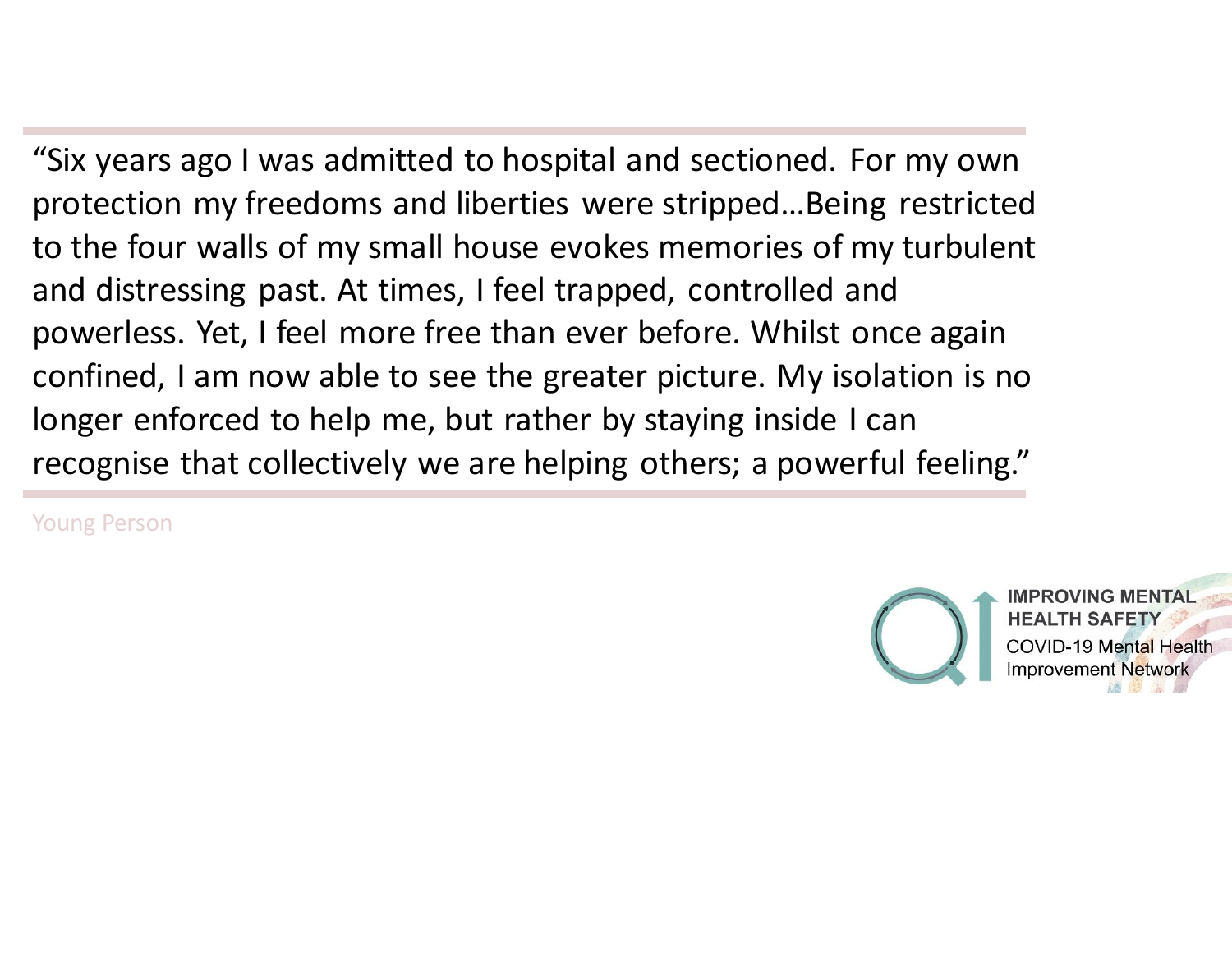"Six years ago I was admitted to hospital and sectioned. For my own protection my freedoms and liberties were stripped…Being restricted to the four walls of my small house evokes memories of my turbulent and distressing past. At times, I feel trapped, controlled and powerless. Yet, I feel more free than ever before. Whilst once again confined, I am now able to see the greater picture. My isolation is no longer enforced to help me, but rather by staying inside I can recognise that collectively we are helping others; a powerful feeling."

Young Person

IMPROVING MENTAL HEALTH SAFETY
COVID-19 Mental Health Improvement Network